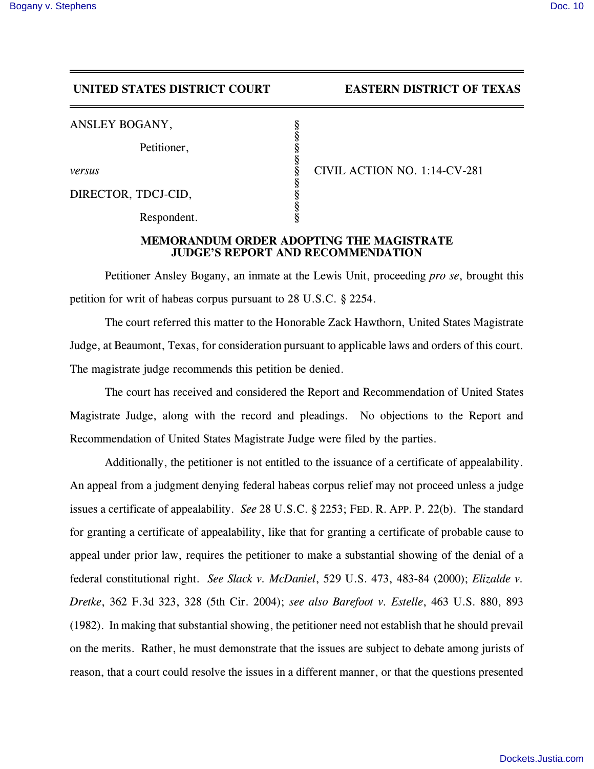**UNITED STATES DISTRICT COURT** **EASTERN DISTRICT OF TEXAS**

ANSLEY BOGANY,

Petitioner,

*versus* CIVIL ACTION NO. 1:14-CV-281

DIRECTOR, TDCJ-CID,

Respondent.

**MEMORANDUM ORDER ADOPTING THE MAGISTRATE JUDGE'S REPORT AND RECOMMENDATION**

Petitioner Ansley Bogany, an inmate at the Lewis Unit, proceeding *pro se*, brought this petition for writ of habeas corpus pursuant to 28 U.S.C. § 2254.

The court referred this matter to the Honorable Zack Hawthorn, United States Magistrate Judge, at Beaumont, Texas, for consideration pursuant to applicable laws and orders of this court. The magistrate judge recommends this petition be denied.

The court has received and considered the Report and Recommendation of United States Magistrate Judge, along with the record and pleadings. No objections to the Report and Recommendation of United States Magistrate Judge were filed by the parties.

Additionally, the petitioner is not entitled to the issuance of a certificate of appealability. An appeal from a judgment denying federal habeas corpus relief may not proceed unless a judge issues a certificate of appealability. *See* 28 U.S.C. § 2253; FED. R. APP. P. 22(b). The standard for granting a certificate of appealability, like that for granting a certificate of probable cause to appeal under prior law, requires the petitioner to make a substantial showing of the denial of a federal constitutional right. *See Slack v. McDaniel*, 529 U.S. 473, 483-84 (2000); *Elizalde v. Dretke*, 362 F.3d 323, 328 (5th Cir. 2004); *see also Barefoot v. Estelle*, 463 U.S. 880, 893 (1982). In making that substantial showing, the petitioner need not establish that he should prevail on the merits. Rather, he must demonstrate that the issues are subject to debate among jurists of reason, that a court could resolve the issues in a different manner, or that the questions presented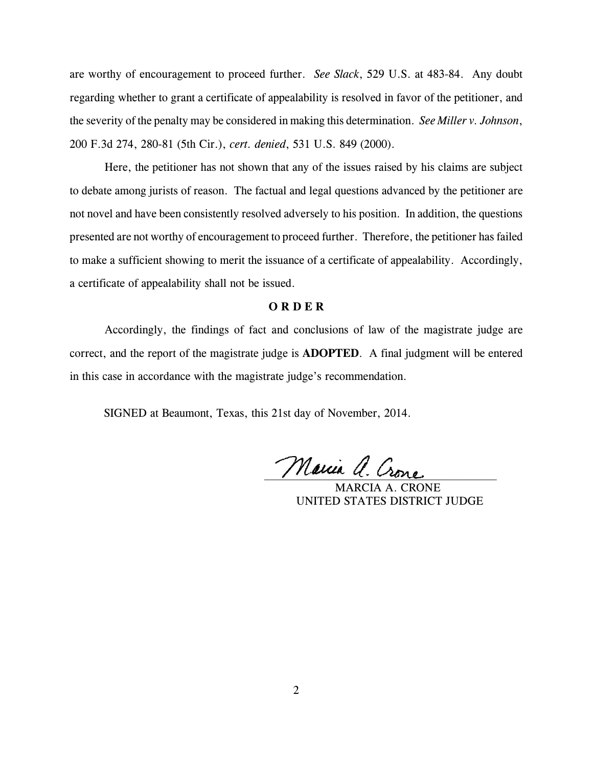are worthy of encouragement to proceed further. *See Slack*, 529 U.S. at 483-84. Any doubt regarding whether to grant a certificate of appealability is resolved in favor of the petitioner, and the severity of the penalty may be considered in making this determination. *See Miller v. Johnson*, 200 F.3d 274, 280-81 (5th Cir.), *cert. denied*, 531 U.S. 849 (2000).

Here, the petitioner has not shown that any of the issues raised by his claims are subject to debate among jurists of reason. The factual and legal questions advanced by the petitioner are not novel and have been consistently resolved adversely to his position. In addition, the questions presented are not worthy of encouragement to proceed further. Therefore, the petitioner has failed to make a sufficient showing to merit the issuance of a certificate of appealability. Accordingly, a certificate of appealability shall not be issued.

**O R D E R**

Accordingly, the findings of fact and conclusions of law of the magistrate judge are correct, and the report of the magistrate judge is **ADOPTED**. A final judgment will be entered in this case in accordance with the magistrate judge's recommendation.

SIGNED at Beaumont, Texas, this 21st day of November, 2014.

Marcia A. Crone

MARCIA A. CRONE
UNITED STATES DISTRICT JUDGE